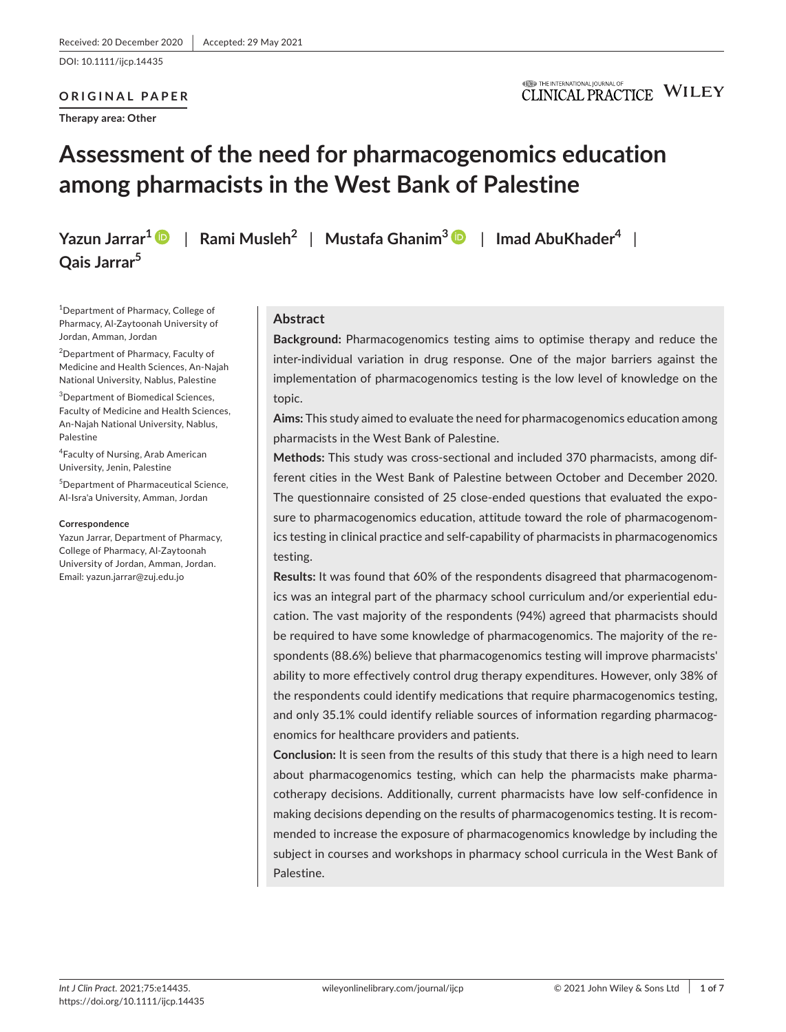Received: 20 December 2020 | Accepted: 29 May 2021

DOI: 10.1111/ijcp.14435

**ORIGINAL PAPER**

**Therapy area: Other**

# Assessment of the need for pharmacogenomics education among pharmacists in the West Bank of Palestine

**Yazun Jarrar**[1] | **Rami Musleh**[2] | **Mustafa Ghanim**[3] | **Imad AbuKhader**[4] | **Qais Jarrar**[5]

[1]Department of Pharmacy, College of Pharmacy, Al-Zaytoonah University of Jordan, Amman, Jordan

[2]Department of Pharmacy, Faculty of Medicine and Health Sciences, An-Najah National University, Nablus, Palestine

[3]Department of Biomedical Sciences, Faculty of Medicine and Health Sciences, An-Najah National University, Nablus, Palestine

[4]Faculty of Nursing, Arab American University, Jenin, Palestine

[5]Department of Pharmaceutical Science, Al-Isra'a University, Amman, Jordan

**Correspondence**

Yazun Jarrar, Department of Pharmacy, College of Pharmacy, Al-Zaytoonah University of Jordan, Amman, Jordan.
Email: yazun.jarrar@zuj.edu.jo

## Abstract

**Background:** Pharmacogenomics testing aims to optimise therapy and reduce the inter-individual variation in drug response. One of the major barriers against the implementation of pharmacogenomics testing is the low level of knowledge on the topic.

**Aims:** This study aimed to evaluate the need for pharmacogenomics education among pharmacists in the West Bank of Palestine.

**Methods:** This study was cross-sectional and included 370 pharmacists, among different cities in the West Bank of Palestine between October and December 2020. The questionnaire consisted of 25 close-ended questions that evaluated the exposure to pharmacogenomics education, attitude toward the role of pharmacogenomics testing in clinical practice and self-capability of pharmacists in pharmacogenomics testing.

**Results:** It was found that 60% of the respondents disagreed that pharmacogenomics was an integral part of the pharmacy school curriculum and/or experiential education. The vast majority of the respondents (94%) agreed that pharmacists should be required to have some knowledge of pharmacogenomics. The majority of the respondents (88.6%) believe that pharmacogenomics testing will improve pharmacists' ability to more effectively control drug therapy expenditures. However, only 38% of the respondents could identify medications that require pharmacogenomics testing, and only 35.1% could identify reliable sources of information regarding pharmacogenomics for healthcare providers and patients.

**Conclusion:** It is seen from the results of this study that there is a high need to learn about pharmacogenomics testing, which can help the pharmacists make pharmacotherapy decisions. Additionally, current pharmacists have low self-confidence in making decisions depending on the results of pharmacogenomics testing. It is recommended to increase the exposure of pharmacogenomics knowledge by including the subject in courses and workshops in pharmacy school curricula in the West Bank of Palestine.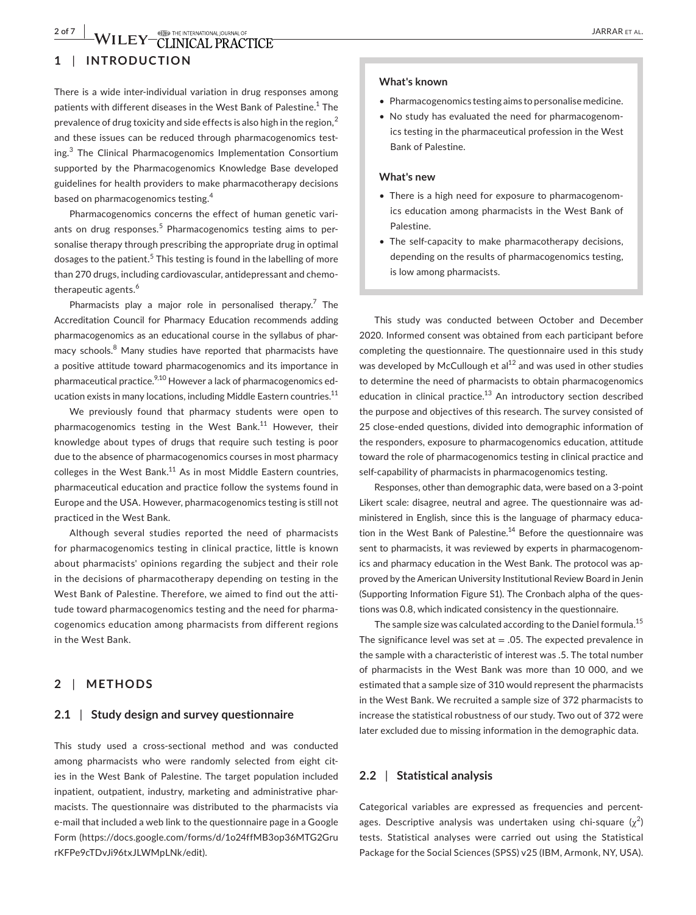## 1 | INTRODUCTION

There is a wide inter-individual variation in drug responses among patients with different diseases in the West Bank of Palestine.[1] The prevalence of drug toxicity and side effects is also high in the region,[2] and these issues can be reduced through pharmacogenomics testing.[3] The Clinical Pharmacogenomics Implementation Consortium supported by the Pharmacogenomics Knowledge Base developed guidelines for health providers to make pharmacotherapy decisions based on pharmacogenomics testing.[4]

Pharmacogenomics concerns the effect of human genetic variants on drug responses.[5] Pharmacogenomics testing aims to personalise therapy through prescribing the appropriate drug in optimal dosages to the patient.[5] This testing is found in the labelling of more than 270 drugs, including cardiovascular, antidepressant and chemotherapeutic agents.[6]

Pharmacists play a major role in personalised therapy.[7] The Accreditation Council for Pharmacy Education recommends adding pharmacogenomics as an educational course in the syllabus of pharmacy schools.[8] Many studies have reported that pharmacists have a positive attitude toward pharmacogenomics and its importance in pharmaceutical practice.[9,10] However a lack of pharmacogenomics education exists in many locations, including Middle Eastern countries.[11]

We previously found that pharmacy students were open to pharmacogenomics testing in the West Bank.[11] However, their knowledge about types of drugs that require such testing is poor due to the absence of pharmacogenomics courses in most pharmacy colleges in the West Bank.[11] As in most Middle Eastern countries, pharmaceutical education and practice follow the systems found in Europe and the USA. However, pharmacogenomics testing is still not practiced in the West Bank.

Although several studies reported the need of pharmacists for pharmacogenomics testing in clinical practice, little is known about pharmacists' opinions regarding the subject and their role in the decisions of pharmacotherapy depending on testing in the West Bank of Palestine. Therefore, we aimed to find out the attitude toward pharmacogenomics testing and the need for pharmacogenomics education among pharmacists from different regions in the West Bank.

**What's known**

- Pharmacogenomics testing aims to personalise medicine.
- No study has evaluated the need for pharmacogenomics testing in the pharmaceutical profession in the West Bank of Palestine.

**What's new**

- There is a high need for exposure to pharmacogenomics education among pharmacists in the West Bank of Palestine.
- The self-capacity to make pharmacotherapy decisions, depending on the results of pharmacogenomics testing, is low among pharmacists.

## 2 | METHODS

### 2.1 | Study design and survey questionnaire

This study used a cross-sectional method and was conducted among pharmacists who were randomly selected from eight cities in the West Bank of Palestine. The target population included inpatient, outpatient, industry, marketing and administrative pharmacists. The questionnaire was distributed to the pharmacists via e-mail that included a web link to the questionnaire page in a Google Form (https://docs.google.com/forms/d/1o24ffMB3op36MTG2GrurKFPe9cTDvJi96txJLWMpLNk/edit).

This study was conducted between October and December 2020. Informed consent was obtained from each participant before completing the questionnaire. The questionnaire used in this study was developed by McCullough et al[12] and was used in other studies to determine the need of pharmacists to obtain pharmacogenomics education in clinical practice.[13] An introductory section described the purpose and objectives of this research. The survey consisted of 25 close-ended questions, divided into demographic information of the responders, exposure to pharmacogenomics education, attitude toward the role of pharmacogenomics testing in clinical practice and self-capability of pharmacists in pharmacogenomics testing.

Responses, other than demographic data, were based on a 3-point Likert scale: disagree, neutral and agree. The questionnaire was administered in English, since this is the language of pharmacy education in the West Bank of Palestine.[14] Before the questionnaire was sent to pharmacists, it was reviewed by experts in pharmacogenomics and pharmacy education in the West Bank. The protocol was approved by the American University Institutional Review Board in Jenin (Supporting Information Figure S1). The Cronbach alpha of the questions was 0.8, which indicated consistency in the questionnaire.

The sample size was calculated according to the Daniel formula.[15] The significance level was set at = .05. The expected prevalence in the sample with a characteristic of interest was .5. The total number of pharmacists in the West Bank was more than 10 000, and we estimated that a sample size of 310 would represent the pharmacists in the West Bank. We recruited a sample size of 372 pharmacists to increase the statistical robustness of our study. Two out of 372 were later excluded due to missing information in the demographic data.

### 2.2 | Statistical analysis

Categorical variables are expressed as frequencies and percentages. Descriptive analysis was undertaken using chi-square ($\chi^2$) tests. Statistical analyses were carried out using the Statistical Package for the Social Sciences (SPSS) v25 (IBM, Armonk, NY, USA).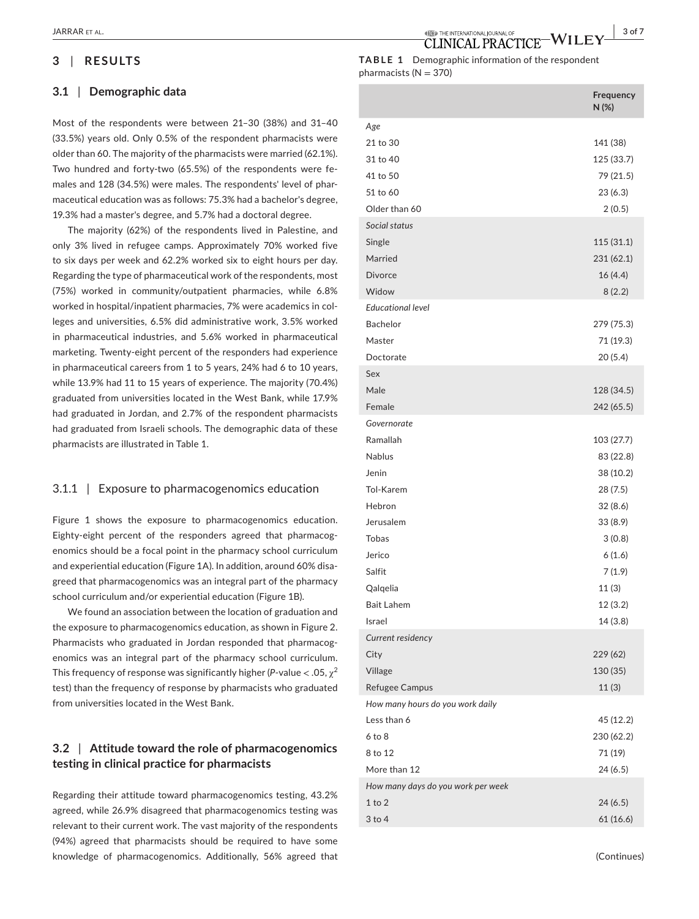## 3 | RESULTS

### 3.1 | Demographic data

Most of the respondents were between 21–30 (38%) and 31–40 (33.5%) years old. Only 0.5% of the respondent pharmacists were older than 60. The majority of the pharmacists were married (62.1%). Two hundred and forty-two (65.5%) of the respondents were females and 128 (34.5%) were males. The respondents' level of pharmaceutical education was as follows: 75.3% had a bachelor's degree, 19.3% had a master's degree, and 5.7% had a doctoral degree.

The majority (62%) of the respondents lived in Palestine, and only 3% lived in refugee camps. Approximately 70% worked five to six days per week and 62.2% worked six to eight hours per day. Regarding the type of pharmaceutical work of the respondents, most (75%) worked in community/outpatient pharmacies, while 6.8% worked in hospital/inpatient pharmacies, 7% were academics in colleges and universities, 6.5% did administrative work, 3.5% worked in pharmaceutical industries, and 5.6% worked in pharmaceutical marketing. Twenty-eight percent of the responders had experience in pharmaceutical careers from 1 to 5 years, 24% had 6 to 10 years, while 13.9% had 11 to 15 years of experience. The majority (70.4%) graduated from universities located in the West Bank, while 17.9% had graduated in Jordan, and 2.7% of the respondent pharmacists had graduated from Israeli schools. The demographic data of these pharmacists are illustrated in Table 1.

#### 3.1.1 | Exposure to pharmacogenomics education

Figure 1 shows the exposure to pharmacogenomics education. Eighty-eight percent of the responders agreed that pharmacogenomics should be a focal point in the pharmacy school curriculum and experiential education (Figure 1A). In addition, around 60% disagreed that pharmacogenomics was an integral part of the pharmacy school curriculum and/or experiential education (Figure 1B).

We found an association between the location of graduation and the exposure to pharmacogenomics education, as shown in Figure 2. Pharmacists who graduated in Jordan responded that pharmacogenomics was an integral part of the pharmacy school curriculum. This frequency of response was significantly higher ($P$-value < .05, $\chi^2$ test) than the frequency of response by pharmacists who graduated from universities located in the West Bank.

### 3.2 | Attitude toward the role of pharmacogenomics testing in clinical practice for pharmacists

Regarding their attitude toward pharmacogenomics testing, 43.2% agreed, while 26.9% disagreed that pharmacogenomics testing was relevant to their current work. The vast majority of the respondents (94%) agreed that pharmacists should be required to have some knowledge of pharmacogenomics. Additionally, 56% agreed that

**TABLE 1** Demographic information of the respondent pharmacists (N = 370)

| | Frequency N (%) |
|---|---|
| *Age* | |
| 21 to 30 | 141 (38) |
| 31 to 40 | 125 (33.7) |
| 41 to 50 | 79 (21.5) |
| 51 to 60 | 23 (6.3) |
| Older than 60 | 2 (0.5) |
| *Social status* | |
| Single | 115 (31.1) |
| Married | 231 (62.1) |
| Divorce | 16 (4.4) |
| Widow | 8 (2.2) |
| *Educational level* | |
| Bachelor | 279 (75.3) |
| Master | 71 (19.3) |
| Doctorate | 20 (5.4) |
| Sex | |
| Male | 128 (34.5) |
| Female | 242 (65.5) |
| *Governorate* | |
| Ramallah | 103 (27.7) |
| Nablus | 83 (22.8) |
| Jenin | 38 (10.2) |
| Tol-Karem | 28 (7.5) |
| Hebron | 32 (8.6) |
| Jerusalem | 33 (8.9) |
| Tobas | 3 (0.8) |
| Jerico | 6 (1.6) |
| Salfit | 7 (1.9) |
| Qalqelia | 11 (3) |
| Bait Lahem | 12 (3.2) |
| Israel | 14 (3.8) |
| *Current residency* | |
| City | 229 (62) |
| Village | 130 (35) |
| Refugee Campus | 11 (3) |
| *How many hours do you work daily* | |
| Less than 6 | 45 (12.2) |
| 6 to 8 | 230 (62.2) |
| 8 to 12 | 71 (19) |
| More than 12 | 24 (6.5) |
| *How many days do you work per week* | |
| 1 to 2 | 24 (6.5) |
| 3 to 4 | 61 (16.6) |

(Continues)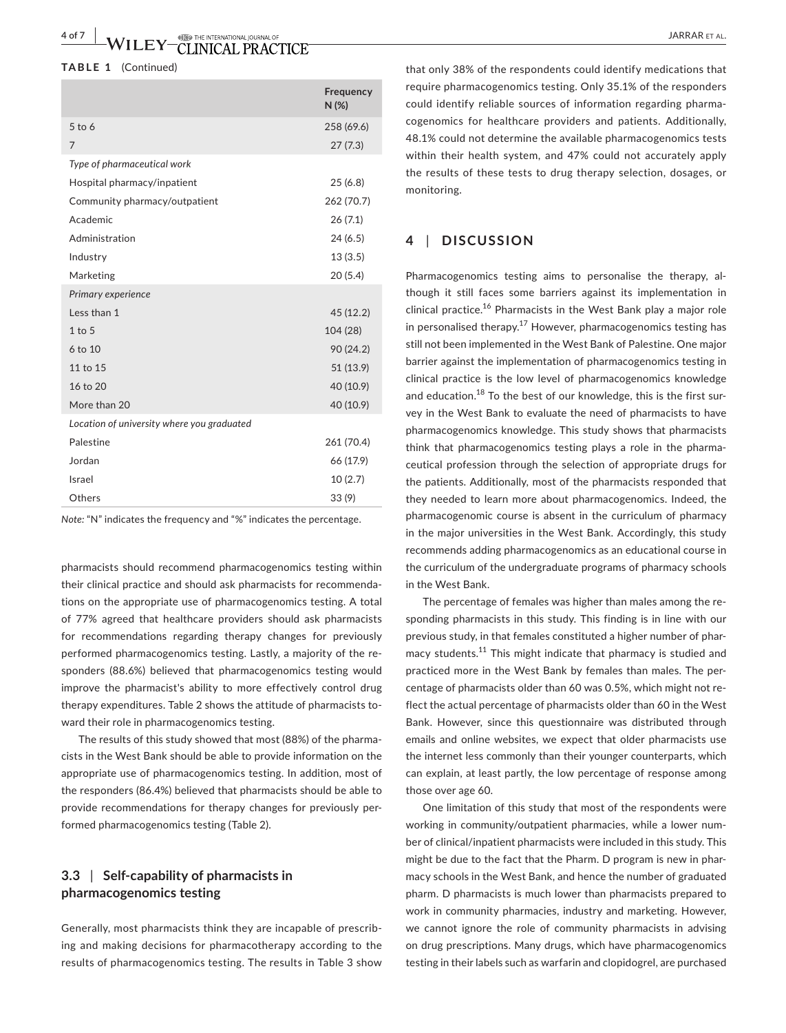**TABLE 1** (Continued)

| | Frequency N (%) |
|---|---|
| 5 to 6 | 258 (69.6) |
| 7 | 27 (7.3) |
| *Type of pharmaceutical work* | |
| Hospital pharmacy/inpatient | 25 (6.8) |
| Community pharmacy/outpatient | 262 (70.7) |
| Academic | 26 (7.1) |
| Administration | 24 (6.5) |
| Industry | 13 (3.5) |
| Marketing | 20 (5.4) |
| *Primary experience* | |
| Less than 1 | 45 (12.2) |
| 1 to 5 | 104 (28) |
| 6 to 10 | 90 (24.2) |
| 11 to 15 | 51 (13.9) |
| 16 to 20 | 40 (10.9) |
| More than 20 | 40 (10.9) |
| *Location of university where you graduated* | |
| Palestine | 261 (70.4) |
| Jordan | 66 (17.9) |
| Israel | 10 (2.7) |
| Others | 33 (9) |

*Note:* "N" indicates the frequency and "%" indicates the percentage.

pharmacists should recommend pharmacogenomics testing within their clinical practice and should ask pharmacists for recommendations on the appropriate use of pharmacogenomics testing. A total of 77% agreed that healthcare providers should ask pharmacists for recommendations regarding therapy changes for previously performed pharmacogenomics testing. Lastly, a majority of the responders (88.6%) believed that pharmacogenomics testing would improve the pharmacist's ability to more effectively control drug therapy expenditures. Table 2 shows the attitude of pharmacists toward their role in pharmacogenomics testing.

The results of this study showed that most (88%) of the pharmacists in the West Bank should be able to provide information on the appropriate use of pharmacogenomics testing. In addition, most of the responders (86.4%) believed that pharmacists should be able to provide recommendations for therapy changes for previously performed pharmacogenomics testing (Table 2).

### 3.3 | Self-capability of pharmacists in pharmacogenomics testing

Generally, most pharmacists think they are incapable of prescribing and making decisions for pharmacotherapy according to the results of pharmacogenomics testing. The results in Table 3 show that only 38% of the respondents could identify medications that require pharmacogenomics testing. Only 35.1% of the responders could identify reliable sources of information regarding pharmacogenomics for healthcare providers and patients. Additionally, 48.1% could not determine the available pharmacogenomics tests within their health system, and 47% could not accurately apply the results of these tests to drug therapy selection, dosages, or monitoring.

## 4 | DISCUSSION

Pharmacogenomics testing aims to personalise the therapy, although it still faces some barriers against its implementation in clinical practice.[16] Pharmacists in the West Bank play a major role in personalised therapy.[17] However, pharmacogenomics testing has still not been implemented in the West Bank of Palestine. One major barrier against the implementation of pharmacogenomics testing in clinical practice is the low level of pharmacogenomics knowledge and education.[18] To the best of our knowledge, this is the first survey in the West Bank to evaluate the need of pharmacists to have pharmacogenomics knowledge. This study shows that pharmacists think that pharmacogenomics testing plays a role in the pharmaceutical profession through the selection of appropriate drugs for the patients. Additionally, most of the pharmacists responded that they needed to learn more about pharmacogenomics. Indeed, the pharmacogenomic course is absent in the curriculum of pharmacy in the major universities in the West Bank. Accordingly, this study recommends adding pharmacogenomics as an educational course in the curriculum of the undergraduate programs of pharmacy schools in the West Bank.

The percentage of females was higher than males among the responding pharmacists in this study. This finding is in line with our previous study, in that females constituted a higher number of pharmacy students.[11] This might indicate that pharmacy is studied and practiced more in the West Bank by females than males. The percentage of pharmacists older than 60 was 0.5%, which might not reflect the actual percentage of pharmacists older than 60 in the West Bank. However, since this questionnaire was distributed through emails and online websites, we expect that older pharmacists use the internet less commonly than their younger counterparts, which can explain, at least partly, the low percentage of response among those over age 60.

One limitation of this study that most of the respondents were working in community/outpatient pharmacies, while a lower number of clinical/inpatient pharmacists were included in this study. This might be due to the fact that the Pharm. D program is new in pharmacy schools in the West Bank, and hence the number of graduated pharm. D pharmacists is much lower than pharmacists prepared to work in community pharmacies, industry and marketing. However, we cannot ignore the role of community pharmacists in advising on drug prescriptions. Many drugs, which have pharmacogenomics testing in their labels such as warfarin and clopidogrel, are purchased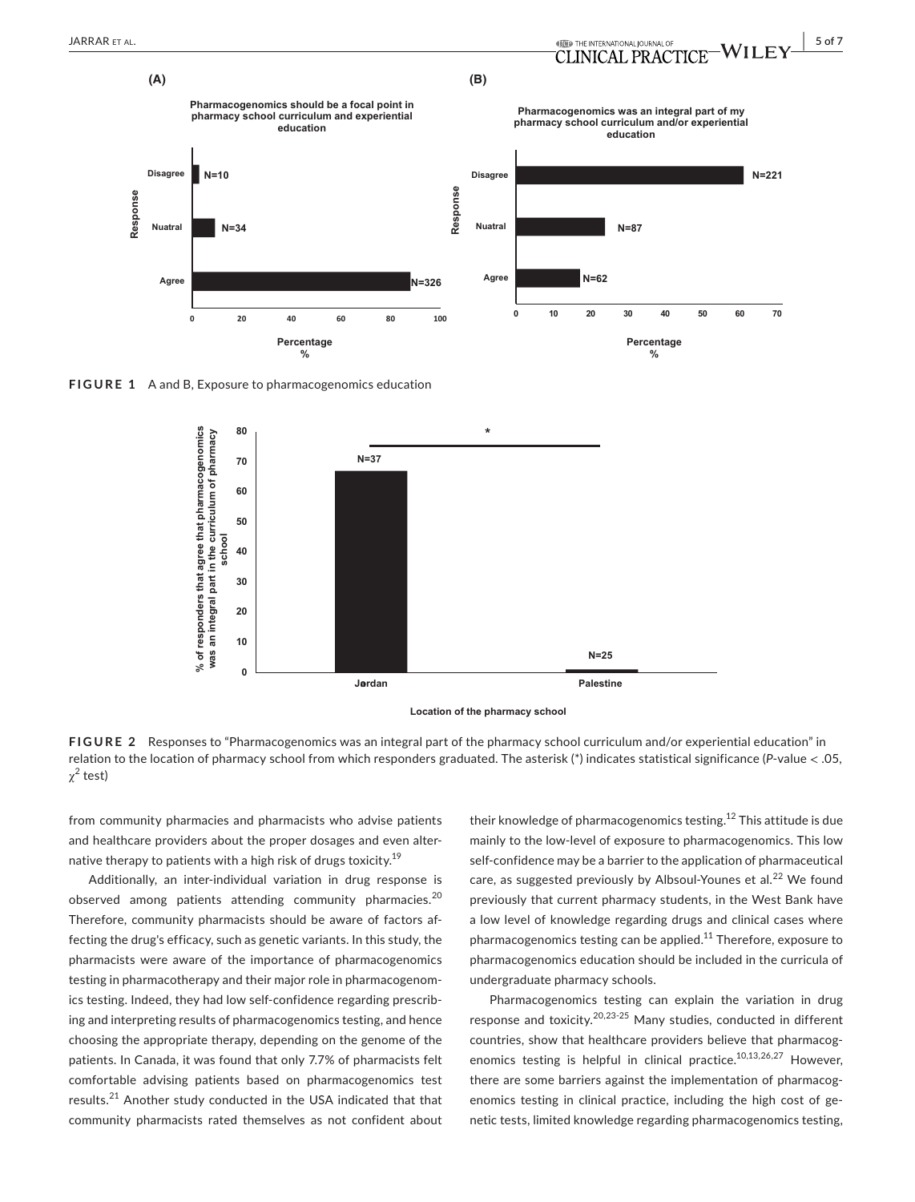**FIGURE 1** A and B, Exposure to pharmacogenomics education

**FIGURE 2** Responses to "Pharmacogenomics was an integral part of the pharmacy school curriculum and/or experiential education" in relation to the location of pharmacy school from which responders graduated. The asterisk (*) indicates statistical significance (*P*-value < .05, $\chi^2$ test)

from community pharmacies and pharmacists who advise patients and healthcare providers about the proper dosages and even alternative therapy to patients with a high risk of drugs toxicity.[19]

Additionally, an inter-individual variation in drug response is observed among patients attending community pharmacies.[20] Therefore, community pharmacists should be aware of factors affecting the drug's efficacy, such as genetic variants. In this study, the pharmacists were aware of the importance of pharmacogenomics testing in pharmacotherapy and their major role in pharmacogenomics testing. Indeed, they had low self-confidence regarding prescribing and interpreting results of pharmacogenomics testing, and hence choosing the appropriate therapy, depending on the genome of the patients. In Canada, it was found that only 7.7% of pharmacists felt comfortable advising patients based on pharmacogenomics test results.[21] Another study conducted in the USA indicated that that community pharmacists rated themselves as not confident about their knowledge of pharmacogenomics testing.[12] This attitude is due mainly to the low-level of exposure to pharmacogenomics. This low self-confidence may be a barrier to the application of pharmaceutical care, as suggested previously by Albsoul-Younes et al.[22] We found previously that current pharmacy students, in the West Bank have a low level of knowledge regarding drugs and clinical cases where pharmacogenomics testing can be applied.[11] Therefore, exposure to pharmacogenomics education should be included in the curricula of undergraduate pharmacy schools.

Pharmacogenomics testing can explain the variation in drug response and toxicity.[20,23-25] Many studies, conducted in different countries, show that healthcare providers believe that pharmacogenomics testing is helpful in clinical practice.[10,13,26,27] However, there are some barriers against the implementation of pharmacogenomics testing in clinical practice, including the high cost of genetic tests, limited knowledge regarding pharmacogenomics testing,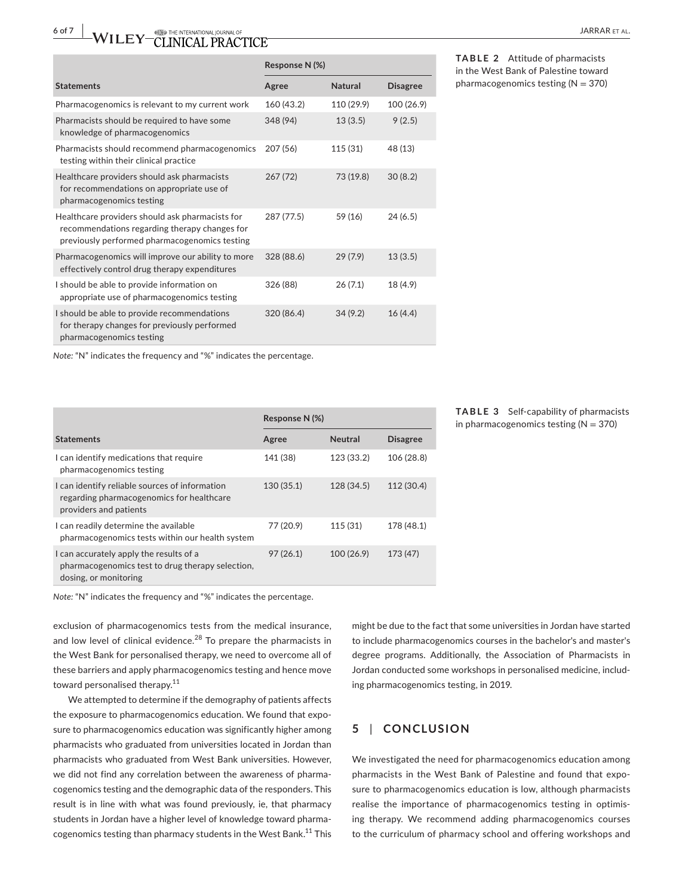**TABLE 2** Attitude of pharmacists in the West Bank of Palestine toward pharmacogenomics testing (N = 370)

| Statements | Response N (%) | | |
| --- | --- | --- | --- |
| | Agree | Natural | Disagree |
| Pharmacogenomics is relevant to my current work | 160 (43.2) | 110 (29.9) | 100 (26.9) |
| Pharmacists should be required to have some knowledge of pharmacogenomics | 348 (94) | 13 (3.5) | 9 (2.5) |
| Pharmacists should recommend pharmacogenomics testing within their clinical practice | 207 (56) | 115 (31) | 48 (13) |
| Healthcare providers should ask pharmacists for recommendations on appropriate use of pharmacogenomics testing | 267 (72) | 73 (19.8) | 30 (8.2) |
| Healthcare providers should ask pharmacists for recommendations regarding therapy changes for previously performed pharmacogenomics testing | 287 (77.5) | 59 (16) | 24 (6.5) |
| Pharmacogenomics will improve our ability to more effectively control drug therapy expenditures | 328 (88.6) | 29 (7.9) | 13 (3.5) |
| I should be able to provide information on appropriate use of pharmacogenomics testing | 326 (88) | 26 (7.1) | 18 (4.9) |
| I should be able to provide recommendations for therapy changes for previously performed pharmacogenomics testing | 320 (86.4) | 34 (9.2) | 16 (4.4) |

*Note:* "N" indicates the frequency and "%" indicates the percentage.

**TABLE 3** Self-capability of pharmacists in pharmacogenomics testing (N = 370)

| Statements | Response N (%) | | |
| --- | --- | --- | --- |
| | Agree | Neutral | Disagree |
| I can identify medications that require pharmacogenomics testing | 141 (38) | 123 (33.2) | 106 (28.8) |
| I can identify reliable sources of information regarding pharmacogenomics for healthcare providers and patients | 130 (35.1) | 128 (34.5) | 112 (30.4) |
| I can readily determine the available pharmacogenomics tests within our health system | 77 (20.9) | 115 (31) | 178 (48.1) |
| I can accurately apply the results of a pharmacogenomics test to drug therapy selection, dosing, or monitoring | 97 (26.1) | 100 (26.9) | 173 (47) |

*Note:* "N" indicates the frequency and "%" indicates the percentage.

exclusion of pharmacogenomics tests from the medical insurance, and low level of clinical evidence.[28] To prepare the pharmacists in the West Bank for personalised therapy, we need to overcome all of these barriers and apply pharmacogenomics testing and hence move toward personalised therapy.[11]

We attempted to determine if the demography of patients affects the exposure to pharmacogenomics education. We found that exposure to pharmacogenomics education was significantly higher among pharmacists who graduated from universities located in Jordan than pharmacists who graduated from West Bank universities. However, we did not find any correlation between the awareness of pharmacogenomics testing and the demographic data of the responders. This result is in line with what was found previously, ie, that pharmacy students in Jordan have a higher level of knowledge toward pharmacogenomics testing than pharmacy students in the West Bank.[11] This might be due to the fact that some universities in Jordan have started to include pharmacogenomics courses in the bachelor's and master's degree programs. Additionally, the Association of Pharmacists in Jordan conducted some workshops in personalised medicine, including pharmacogenomics testing, in 2019.

## 5 | CONCLUSION

We investigated the need for pharmacogenomics education among pharmacists in the West Bank of Palestine and found that exposure to pharmacogenomics education is low, although pharmacists realise the importance of pharmacogenomics testing in optimising therapy. We recommend adding pharmacogenomics courses to the curriculum of pharmacy school and offering workshops and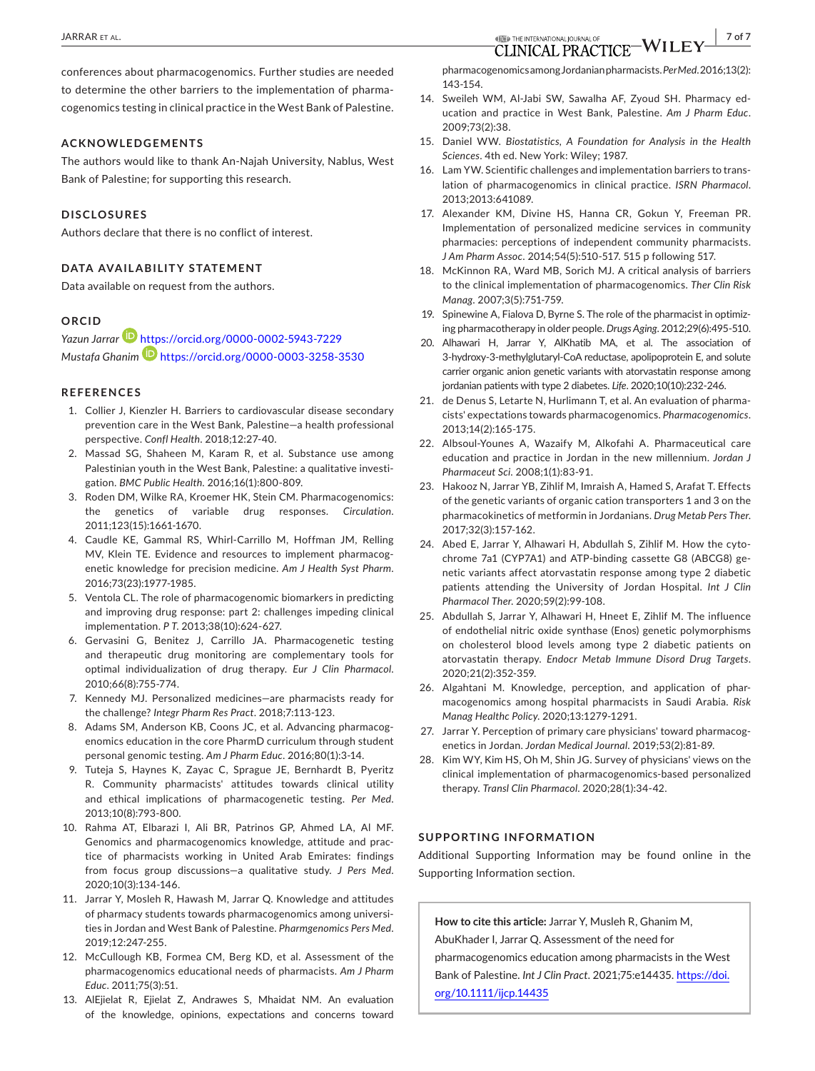conferences about pharmacogenomics. Further studies are needed to determine the other barriers to the implementation of pharmacogenomics testing in clinical practice in the West Bank of Palestine.

## ACKNOWLEDGEMENTS

The authors would like to thank An-Najah University, Nablus, West Bank of Palestine; for supporting this research.

## DISCLOSURES

Authors declare that there is no conflict of interest.

## DATA AVAILABILITY STATEMENT

Data available on request from the authors.

## ORCID

*Yazun Jarrar* https://orcid.org/0000-0002-5943-7229
*Mustafa Ghanim* https://orcid.org/0000-0003-3258-3530

## REFERENCES

1. Collier J, Kienzler H. Barriers to cardiovascular disease secondary prevention care in the West Bank, Palestine—a health professional perspective. *Confl Health*. 2018;12:27-40.
2. Massad SG, Shaheen M, Karam R, et al. Substance use among Palestinian youth in the West Bank, Palestine: a qualitative investigation. *BMC Public Health*. 2016;16(1):800-809.
3. Roden DM, Wilke RA, Kroemer HK, Stein CM. Pharmacogenomics: the genetics of variable drug responses. *Circulation*. 2011;123(15):1661-1670.
4. Caudle KE, Gammal RS, Whirl-Carrillo M, Hoffman JM, Relling MV, Klein TE. Evidence and resources to implement pharmacogenetic knowledge for precision medicine. *Am J Health Syst Pharm*. 2016;73(23):1977-1985.
5. Ventola CL. The role of pharmacogenomic biomarkers in predicting and improving drug response: part 2: challenges impeding clinical implementation. *P T*. 2013;38(10):624-627.
6. Gervasini G, Benitez J, Carrillo JA. Pharmacogenetic testing and therapeutic drug monitoring are complementary tools for optimal individualization of drug therapy. *Eur J Clin Pharmacol*. 2010;66(8):755-774.
7. Kennedy MJ. Personalized medicines—are pharmacists ready for the challenge? *Integr Pharm Res Pract*. 2018;7:113-123.
8. Adams SM, Anderson KB, Coons JC, et al. Advancing pharmacogenomics education in the core PharmD curriculum through student personal genomic testing. *Am J Pharm Educ*. 2016;80(1):3-14.
9. Tuteja S, Haynes K, Zayac C, Sprague JE, Bernhardt B, Pyeritz R. Community pharmacists' attitudes towards clinical utility and ethical implications of pharmacogenetic testing. *Per Med*. 2013;10(8):793-800.
10. Rahma AT, Elbarazi I, Ali BR, Patrinos GP, Ahmed LA, Al MF. Genomics and pharmacogenomics knowledge, attitude and practice of pharmacists working in United Arab Emirates: findings from focus group discussions—a qualitative study. *J Pers Med*. 2020;10(3):134-146.
11. Jarrar Y, Mosleh R, Hawash M, Jarrar Q. Knowledge and attitudes of pharmacy students towards pharmacogenomics among universities in Jordan and West Bank of Palestine. *Pharmgenomics Pers Med*. 2019;12:247-255.
12. McCullough KB, Formea CM, Berg KD, et al. Assessment of the pharmacogenomics educational needs of pharmacists. *Am J Pharm Educ*. 2011;75(3):51.
13. AlEjielat R, Ejielat Z, Andrawes S, Mhaidat NM. An evaluation of the knowledge, opinions, expectations and concerns toward pharmacogenomics among Jordanian pharmacists. *PerMed*. 2016;13(2):143-154.
14. Sweileh WM, Al-Jabi SW, Sawalha AF, Zyoud SH. Pharmacy education and practice in West Bank, Palestine. *Am J Pharm Educ*. 2009;73(2):38.
15. Daniel WW. *Biostatistics, A Foundation for Analysis in the Health Sciences*. 4th ed. New York: Wiley; 1987.
16. Lam YW. Scientific challenges and implementation barriers to translation of pharmacogenomics in clinical practice. *ISRN Pharmacol*. 2013;2013:641089.
17. Alexander KM, Divine HS, Hanna CR, Gokun Y, Freeman PR. Implementation of personalized medicine services in community pharmacies: perceptions of independent community pharmacists. *J Am Pharm Assoc*. 2014;54(5):510-517. 515 p following 517.
18. McKinnon RA, Ward MB, Sorich MJ. A critical analysis of barriers to the clinical implementation of pharmacogenomics. *Ther Clin Risk Manag*. 2007;3(5):751-759.
19. Spinewine A, Fialova D, Byrne S. The role of the pharmacist in optimizing pharmacotherapy in older people. *Drugs Aging*. 2012;29(6):495-510.
20. Alhawari H, Jarrar Y, AlKhatib MA, et al. The association of 3-hydroxy-3-methylglutaryl-CoA reductase, apolipoprotein E, and solute carrier organic anion genetic variants with atorvastatin response among jordanian patients with type 2 diabetes. *Life*. 2020;10(10):232-246.
21. de Denus S, Letarte N, Hurlimann T, et al. An evaluation of pharmacists' expectations towards pharmacogenomics. *Pharmacogenomics*. 2013;14(2):165-175.
22. Albsoul-Younes A, Wazaify M, Alkofahi A. Pharmaceutical care education and practice in Jordan in the new millennium. *Jordan J Pharmaceut Sci*. 2008;1(1):83-91.
23. Hakooz N, Jarrar YB, Zihlif M, Imraish A, Hamed S, Arafat T. Effects of the genetic variants of organic cation transporters 1 and 3 on the pharmacokinetics of metformin in Jordanians. *Drug Metab Pers Ther*. 2017;32(3):157-162.
24. Abed E, Jarrar Y, Alhawari H, Abdullah S, Zihlif M. How the cytochrome 7a1 (CYP7A1) and ATP-binding cassette G8 (ABCG8) genetic variants affect atorvastatin response among type 2 diabetic patients attending the University of Jordan Hospital. *Int J Clin Pharmacol Ther*. 2020;59(2):99-108.
25. Abdullah S, Jarrar Y, Alhawari H, Hneet E, Zihlif M. The influence of endothelial nitric oxide synthase (Enos) genetic polymorphisms on cholesterol blood levels among type 2 diabetic patients on atorvastatin therapy. *Endocr Metab Immune Disord Drug Targets*. 2020;21(2):352-359.
26. Algahtani M. Knowledge, perception, and application of pharmacogenomics among hospital pharmacists in Saudi Arabia. *Risk Manag Healthc Policy*. 2020;13:1279-1291.
27. Jarrar Y. Perception of primary care physicians' toward pharmacogenetics in Jordan. *Jordan Medical Journal*. 2019;53(2):81-89.
28. Kim WY, Kim HS, Oh M, Shin JG. Survey of physicians' views on the clinical implementation of pharmacogenomics-based personalized therapy. *Transl Clin Pharmacol*. 2020;28(1):34-42.

## SUPPORTING INFORMATION

Additional Supporting Information may be found online in the Supporting Information section.

**How to cite this article:** Jarrar Y, Musleh R, Ghanim M, AbuKhader I, Jarrar Q. Assessment of the need for pharmacogenomics education among pharmacists in the West Bank of Palestine. *Int J Clin Pract*. 2021;75:e14435. https://doi.org/10.1111/ijcp.14435